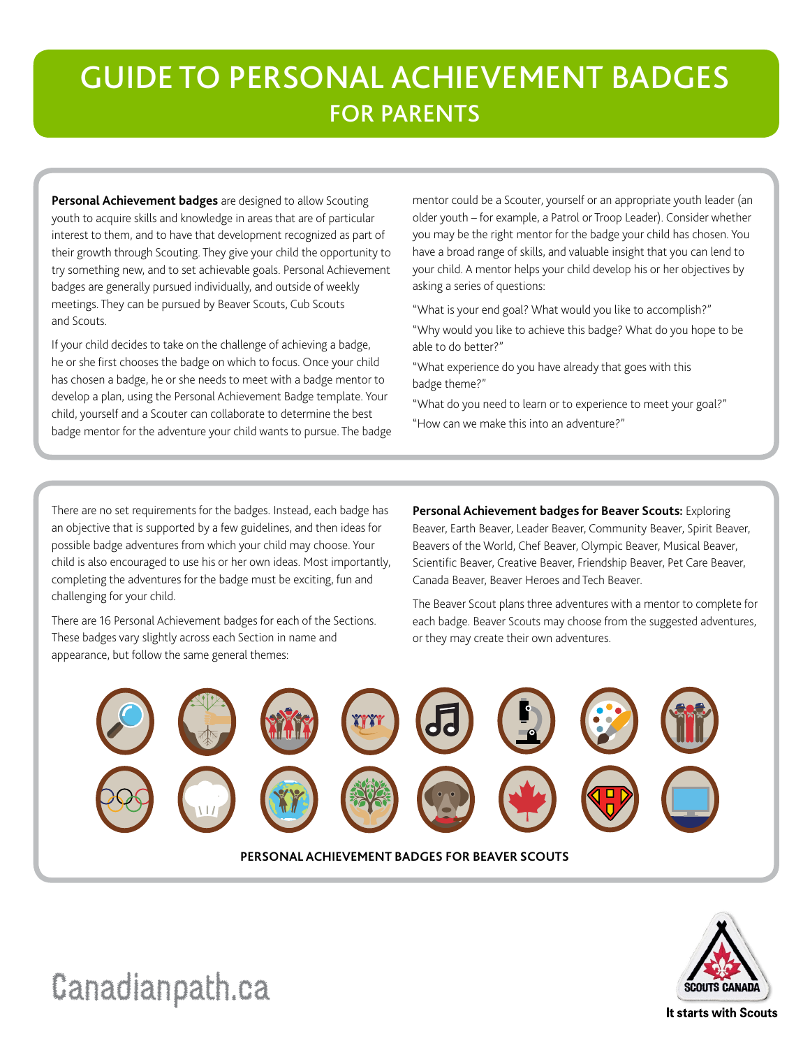# GUIDE TO PERSONAL ACHIEVEMENT BADGES

## FOR PARENTS

**Personal Achievement badges** are designed to allow Scouting youth to acquire skills and knowledge in areas that are of particular interest to them, and to have that development recognized as part of their growth through Scouting. They give your child the opportunity to try something new, and to set achievable goals. Personal Achievement badges are generally pursued individually, and outside of weekly meetings. They can be pursued by Beaver Scouts, Cub Scouts and Scouts.

If your child decides to take on the challenge of achieving a badge, he or she first chooses the badge on which to focus. Once your child has chosen a badge, he or she needs to meet with a badge mentor to develop a plan, using the Personal Achievement Badge template. Your child, yourself and a Scouter can collaborate to determine the best badge mentor for the adventure your child wants to pursue. The badge mentor could be a Scouter, yourself or an appropriate youth leader (an older youth – for example, a Patrol or Troop Leader). Consider whether you may be the right mentor for the badge your child has chosen. You have a broad range of skills, and valuable insight that you can lend to your child. A mentor helps your child develop his or her objectives by asking a series of questions:

"What is your end goal? What would you like to accomplish?"

"Why would you like to achieve this badge? What do you hope to be able to do better?"

"What experience do you have already that goes with this badge theme?"

"What do you need to learn or to experience to meet your goal?"

"How can we make this into an adventure?"

There are no set requirements for the badges. Instead, each badge has an objective that is supported by a few guidelines, and then ideas for possible badge adventures from which your child may choose. Your child is also encouraged to use his or her own ideas. Most importantly, completing the adventures for the badge must be exciting, fun and challenging for your child.

There are 16 Personal Achievement badges for each of the Sections. These badges vary slightly across each Section in name and appearance, but follow the same general themes:

**Personal Achievement badges for Beaver Scouts:** Exploring Beaver, Earth Beaver, Leader Beaver, Community Beaver, Spirit Beaver, Beavers of the World, Chef Beaver, Olympic Beaver, Musical Beaver, Scientific Beaver, Creative Beaver, Friendship Beaver, Pet Care Beaver, Canada Beaver, Beaver Heroes and Tech Beaver.

The Beaver Scout plans three adventures with a mentor to complete for each badge. Beaver Scouts may choose from the suggested adventures, or they may create their own adventures.

**PERSONAL ACHIEVEMENT BADGES FOR BEAVER SCOUTS**

Canadianpath.ca

SCOUTS CANADA

It starts with Scouts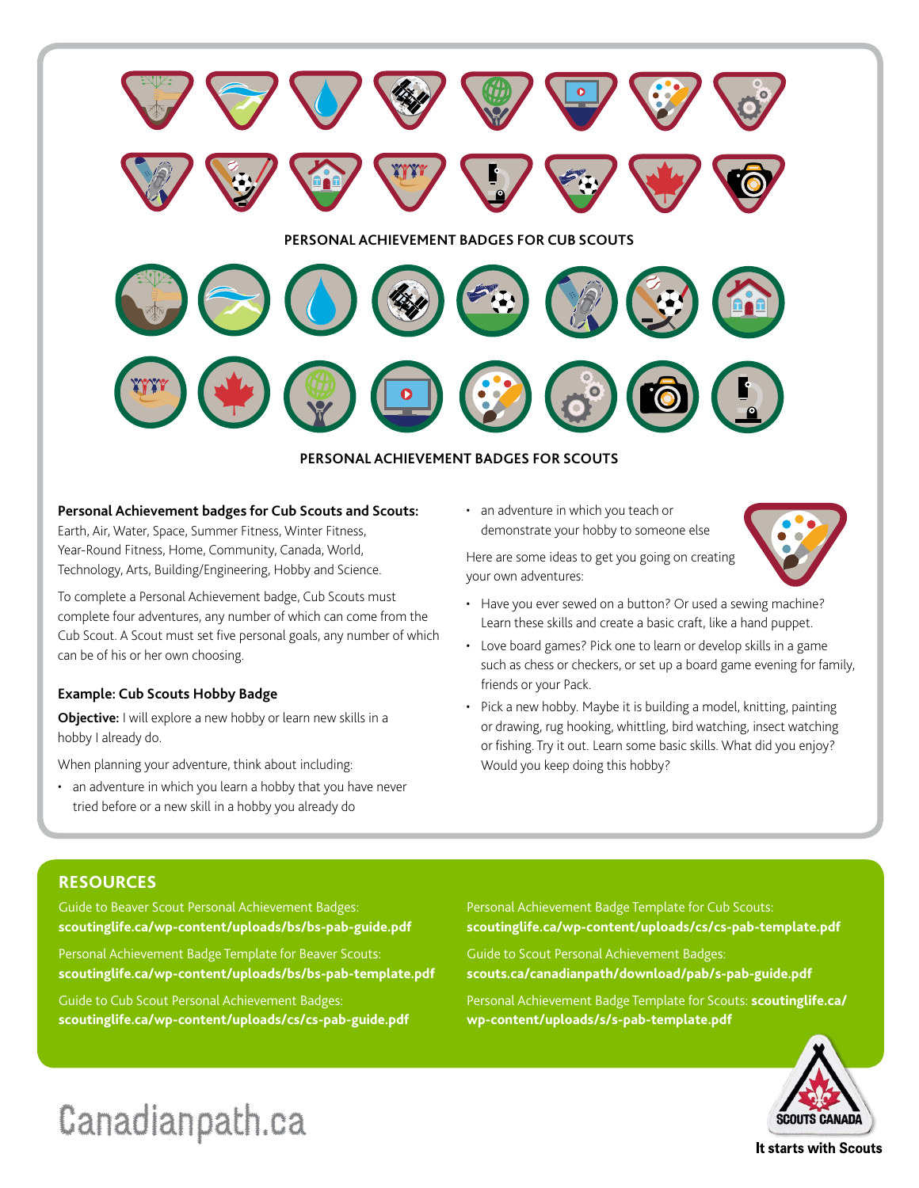PERSONAL ACHIEVEMENT BADGES FOR CUB SCOUTS

PERSONAL ACHIEVEMENT BADGES FOR SCOUTS

**Personal Achievement badges for Cub Scouts and Scouts:** Earth, Air, Water, Space, Summer Fitness, Winter Fitness, Year-Round Fitness, Home, Community, Canada, World, Technology, Arts, Building/Engineering, Hobby and Science.

To complete a Personal Achievement badge, Cub Scouts must complete four adventures, any number of which can come from the Cub Scout. A Scout must set five personal goals, any number of which can be of his or her own choosing.

### Example: Cub Scouts Hobby Badge

**Objective:** I will explore a new hobby or learn new skills in a hobby I already do.

When planning your adventure, think about including:

- an adventure in which you learn a hobby that you have never tried before or a new skill in a hobby you already do
- an adventure in which you teach or demonstrate your hobby to someone else

Here are some ideas to get you going on creating your own adventures:

- Have you ever sewed on a button? Or used a sewing machine? Learn these skills and create a basic craft, like a hand puppet.
- Love board games? Pick one to learn or develop skills in a game such as chess or checkers, or set up a board game evening for family, friends or your Pack.
- Pick a new hobby. Maybe it is building a model, knitting, painting or drawing, rug hooking, whittling, bird watching, insect watching or fishing. Try it out. Learn some basic skills. What did you enjoy? Would you keep doing this hobby?

## RESOURCES

Guide to Beaver Scout Personal Achievement Badges: **scoutinglife.ca/wp-content/uploads/bs/bs-pab-guide.pdf**

Personal Achievement Badge Template for Beaver Scouts: **scoutinglife.ca/wp-content/uploads/bs/bs-pab-template.pdf**

Guide to Cub Scout Personal Achievement Badges: **scoutinglife.ca/wp-content/uploads/cs/cs-pab-guide.pdf**

Personal Achievement Badge Template for Cub Scouts: **scoutinglife.ca/wp-content/uploads/cs/cs-pab-template.pdf**

Guide to Scout Personal Achievement Badges: **scouts.ca/canadianpath/download/pab/s-pab-guide.pdf**

Personal Achievement Badge Template for Scouts: **scoutinglife.ca/wp-content/uploads/s/s-pab-template.pdf**

Canadianpath.ca

SCOUTS CANADA

It starts with Scouts